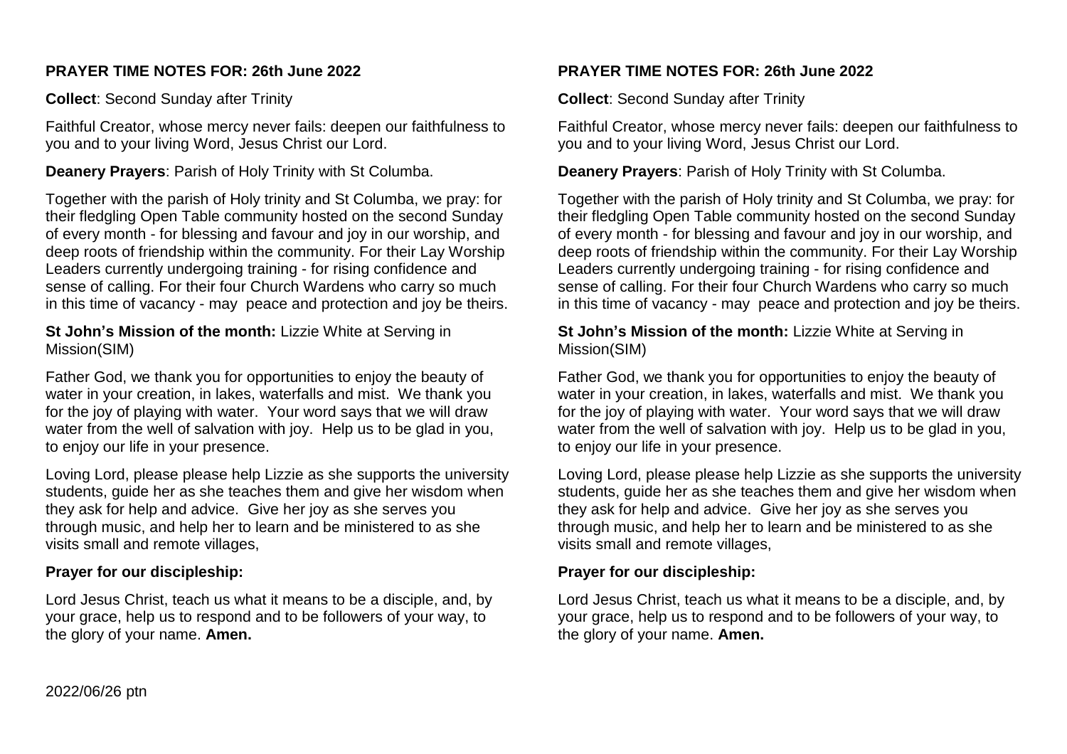**PRAYER TIME NOTES FOR: 26th June 2022**

**Collect**: Second Sunday after Trinity

Faithful Creator, whose mercy never fails: deepen our faithfulness to you and to your living Word, Jesus Christ our Lord.

**Deanery Prayers**: Parish of Holy Trinity with St Columba.

Together with the parish of Holy trinity and St Columba, we pray: for their fledgling Open Table community hosted on the second Sunday of every month - for blessing and favour and joy in our worship, and deep roots of friendship within the community. For their Lay Worship Leaders currently undergoing training - for rising confidence and sense of calling. For their four Church Wardens who carry so much in this time of vacancy - may peace and protection and joy be theirs.

**St John's Mission of the month:** Lizzie White at Serving in Mission(SIM)

Father God, we thank you for opportunities to enjoy the beauty of water in your creation, in lakes, waterfalls and mist. We thank you for the joy of playing with water. Your word says that we will draw water from the well of salvation with joy. Help us to be glad in you, to enjoy our life in your presence.

Loving Lord, please please help Lizzie as she supports the university students, guide her as she teaches them and give her wisdom when they ask for help and advice. Give her joy as she serves you through music, and help her to learn and be ministered to as she visits small and remote villages,

**Prayer for our discipleship:**

Lord Jesus Christ, teach us what it means to be a disciple, and, by your grace, help us to respond and to be followers of your way, to the glory of your name. **Amen.**

**PRAYER TIME NOTES FOR: 26th June 2022**

**Collect**: Second Sunday after Trinity

Faithful Creator, whose mercy never fails: deepen our faithfulness to you and to your living Word, Jesus Christ our Lord.

**Deanery Prayers**: Parish of Holy Trinity with St Columba.

Together with the parish of Holy trinity and St Columba, we pray: for their fledgling Open Table community hosted on the second Sunday of every month - for blessing and favour and joy in our worship, and deep roots of friendship within the community. For their Lay Worship Leaders currently undergoing training - for rising confidence and sense of calling. For their four Church Wardens who carry so much in this time of vacancy - may peace and protection and joy be theirs.

**St John's Mission of the month:** Lizzie White at Serving in Mission(SIM)

Father God, we thank you for opportunities to enjoy the beauty of water in your creation, in lakes, waterfalls and mist. We thank you for the joy of playing with water. Your word says that we will draw water from the well of salvation with joy. Help us to be glad in you, to enjoy our life in your presence.

Loving Lord, please please help Lizzie as she supports the university students, guide her as she teaches them and give her wisdom when they ask for help and advice. Give her joy as she serves you through music, and help her to learn and be ministered to as she visits small and remote villages,

**Prayer for our discipleship:**

Lord Jesus Christ, teach us what it means to be a disciple, and, by your grace, help us to respond and to be followers of your way, to the glory of your name. **Amen.**

2022/06/26 ptn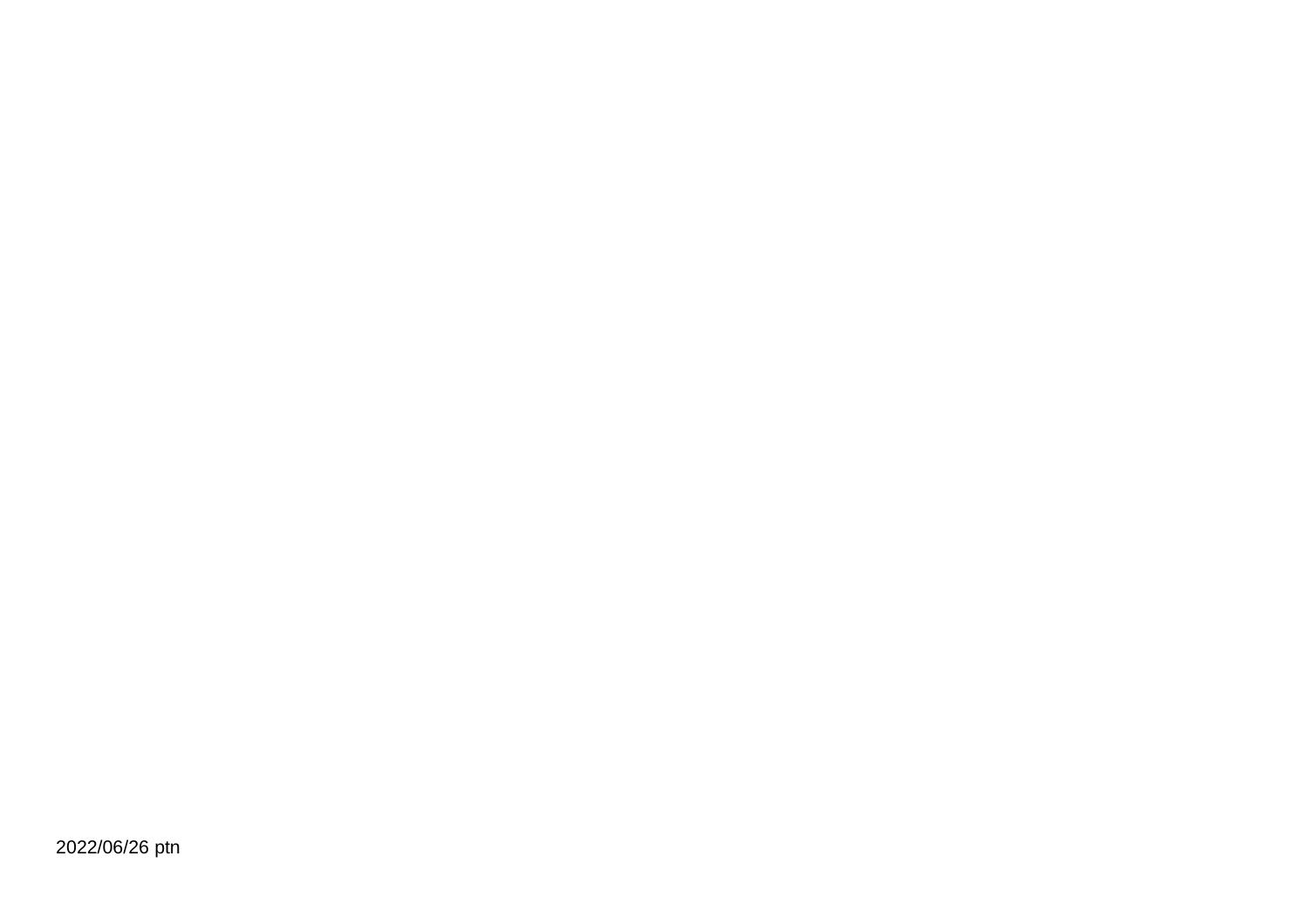2022/06/26 ptn